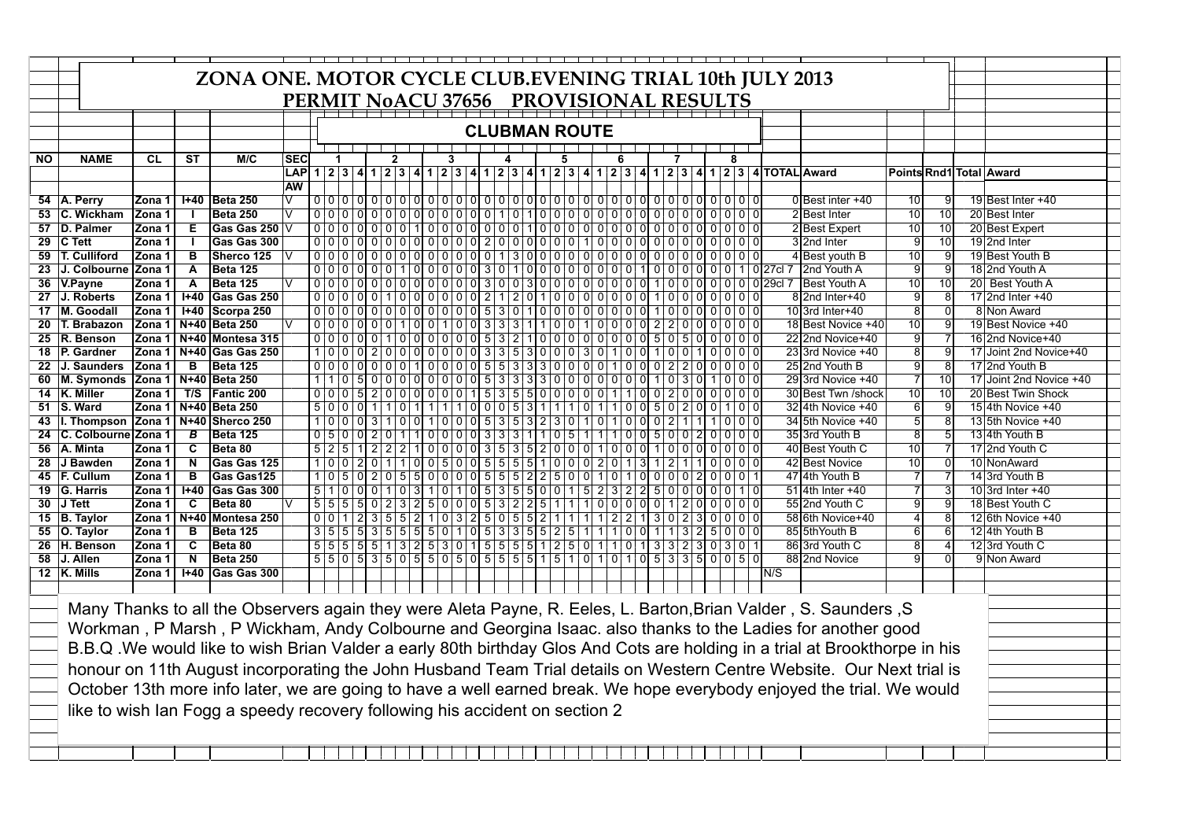# ZONA ONE. MOTOR CYCLE CLUB.EVENING TRIAL 10th JULY 2013

## PERMIT NoACU 37656 PROVISIONAL RESULTS

### CLUBMAN ROUTE

| NO | NAME | CL | ST | M/C | SEC | 1 | | | | 2 | | | | 3 | | | | 4 | | | | 5 | | | | 6 | | | | 7 | | | | 8 | | | | | | | | | |
|---|---|---|---|---|---|---|---|---|---|---|---|---|---|---|---|---|---|---|---|---|---|---|---|---|---|---|---|---|---|---|---|---|---|---|---|---|---|---|---|---|---|---|---|
| | | | | | LAP | 1 | 2 | 3 | 4 | 1 | 2 | 3 | 4 | 1 | 2 | 3 | 4 | 1 | 2 | 3 | 4 | 1 | 2 | 3 | 4 | 1 | 2 | 3 | 4 | 1 | 2 | 3 | 4 | 1 | 2 | 3 | 4 | TOTAL | Award | Points | Rnd1 | Total | Award |
| | | | | | AW | | | | | | | | | | | | | | | | | | | | | | | | | | | | | | | | | | | | | | |
| 54 | A. Perry | Zona 1 | I+40 | Beta 250 | V | 0 | 0 | 0 | 0 | 0 | 0 | 0 | 0 | 0 | 0 | 0 | 0 | 0 | 0 | 0 | 0 | 0 | 0 | 0 | 0 | 0 | 0 | 0 | 0 | 0 | 0 | 0 | 0 | 0 | 0 | 0 | 0 | 0 | Best inter +40 | 10 | 9 | 19 | Best Inter +40 |
| 53 | C. Wickham | Zona 1 | I | Beta 250 | V | 0 | 0 | 0 | 0 | 0 | 0 | 0 | 0 | 0 | 0 | 0 | 0 | 0 | 1 | 0 | 1 | 0 | 0 | 0 | 0 | 0 | 0 | 0 | 0 | 0 | 0 | 0 | 0 | 0 | 0 | 0 | 0 | 2 | Best Inter | 10 | 10 | 20 | Best Inter |
| 57 | D. Palmer | Zona 1 | E | Gas Gas 250 | V | 0 | 0 | 0 | 0 | 0 | 0 | 0 | 1 | 0 | 0 | 0 | 0 | 0 | 0 | 0 | 1 | 0 | 0 | 0 | 0 | 0 | 0 | 0 | 0 | 0 | 0 | 0 | 0 | 0 | 0 | 0 | 0 | 2 | Best Expert | 10 | 10 | 20 | Best Expert |
| 29 | C Tett | Zona 1 | I | Gas Gas 300 | | 0 | 0 | 0 | 0 | 0 | 0 | 0 | 0 | 0 | 0 | 0 | 0 | 2 | 0 | 0 | 0 | 0 | 0 | 0 | 0 | 1 | 0 | 0 | 0 | 0 | 0 | 0 | 0 | 0 | 0 | 0 | 0 | 3 | 2nd Inter | 9 | 10 | 19 | 2nd Inter |
| 59 | T. Culliford | Zona 1 | B | Sherco 125 | V | 0 | 0 | 0 | 0 | 0 | 0 | 0 | 0 | 0 | 0 | 0 | 0 | 0 | 1 | 3 | 0 | 0 | 0 | 0 | 0 | 0 | 0 | 0 | 0 | 0 | 0 | 0 | 0 | 0 | 0 | 0 | 0 | 4 | Best youth B | 10 | 9 | 19 | Best Youth B |
| 23 | J. Colbourne | Zona 1 | A | Beta 125 | | 0 | 0 | 0 | 0 | 0 | 0 | 1 | 0 | 0 | 0 | 0 | 0 | 3 | 0 | 1 | 0 | 0 | 0 | 0 | 0 | 0 | 0 | 0 | 1 | 0 | 0 | 0 | 0 | 0 | 0 | 1 | 0 | 27cl 7 | 2nd Youth A | 9 | 9 | 18 | 2nd Youth A |
| 36 | V.Payne | Zona 1 | A | Beta 125 | V | 0 | 0 | 0 | 0 | 0 | 0 | 0 | 0 | 0 | 0 | 0 | 0 | 3 | 0 | 0 | 3 | 0 | 0 | 0 | 0 | 0 | 0 | 0 | 0 | 1 | 0 | 0 | 0 | 0 | 0 | 0 | 0 | 29cl 7 | Best Youth A | 10 | 10 | 20 | Best Youth A |
| 27 | J. Roberts | Zona 1 | I+40 | Gas Gas 250 | | 0 | 0 | 0 | 0 | 0 | 1 | 0 | 0 | 0 | 0 | 0 | 0 | 2 | 1 | 2 | 0 | 1 | 0 | 0 | 0 | 0 | 0 | 0 | 0 | 1 | 0 | 0 | 0 | 0 | 0 | 0 | 0 | 8 | 2nd Inter+40 | 9 | 8 | 17 | 2nd Inter +40 |
| 17 | M. Goodall | Zona 1 | I+40 | Scorpa 250 | | 0 | 0 | 0 | 0 | 0 | 0 | 0 | 0 | 0 | 0 | 0 | 0 | 5 | 3 | 0 | 1 | 0 | 0 | 0 | 0 | 0 | 0 | 0 | 0 | 1 | 0 | 0 | 0 | 0 | 0 | 0 | 0 | 10 | 3rd Inter+40 | 8 | 0 | 8 | Non Award |
| 20 | T. Brabazon | Zona 1 | N+40 | Beta 250 | V | 0 | 0 | 0 | 0 | 0 | 0 | 1 | 0 | 0 | 1 | 0 | 0 | 3 | 3 | 3 | 1 | 1 | 0 | 0 | 1 | 0 | 0 | 0 | 0 | 2 | 2 | 0 | 0 | 0 | 0 | 0 | 0 | 18 | Best Novice +40 | 10 | 9 | 19 | Best Novice +40 |
| 25 | R. Benson | Zona 1 | N+40 | Montesa 315 | | 0 | 0 | 0 | 0 | 0 | 1 | 0 | 0 | 0 | 0 | 0 | 0 | 5 | 3 | 2 | 1 | 0 | 0 | 0 | 0 | 0 | 0 | 0 | 0 | 5 | 0 | 5 | 0 | 0 | 0 | 0 | 0 | 22 | 2nd Novice+40 | 9 | 7 | 16 | 2nd Novice+40 |
| 18 | P. Gardner | Zona 1 | N+40 | Gas Gas 250 | | 1 | 0 | 0 | 0 | 2 | 0 | 0 | 0 | 0 | 0 | 0 | 0 | 3 | 3 | 5 | 3 | 0 | 0 | 0 | 3 | 0 | 1 | 0 | 0 | 1 | 0 | 0 | 1 | 0 | 0 | 0 | 0 | 23 | 3rd Novice +40 | 8 | 9 | 17 | Joint 2nd Novice+40 |
| 22 | J. Saunders | Zona 1 | B | Beta 125 | | 0 | 0 | 0 | 0 | 0 | 0 | 0 | 1 | 0 | 0 | 0 | 0 | 5 | 5 | 3 | 3 | 3 | 0 | 0 | 0 | 0 | 1 | 0 | 0 | 0 | 2 | 2 | 0 | 0 | 0 | 0 | 0 | 25 | 2nd Youth B | 9 | 8 | 17 | 2nd Youth B |
| 60 | M. Symonds | Zona 1 | N+40 | Beta 250 | | 1 | 1 | 0 | 5 | 0 | 0 | 0 | 0 | 0 | 0 | 0 | 0 | 5 | 3 | 3 | 3 | 3 | 0 | 0 | 0 | 0 | 0 | 0 | 0 | 1 | 0 | 3 | 0 | 1 | 0 | 0 | 0 | 29 | 3rd Novice +40 | 7 | 10 | 17 | Joint 2nd Novice +40 |
| 14 | K. Miller | Zona 1 | T/S | Fantic 200 | | 0 | 0 | 0 | 5 | 2 | 0 | 0 | 0 | 0 | 0 | 0 | 1 | 5 | 3 | 5 | 5 | 0 | 0 | 0 | 0 | 0 | 1 | 1 | 0 | 0 | 2 | 0 | 0 | 0 | 0 | 0 | 0 | 30 | Best Twn /shock | 10 | 10 | 20 | Best Twin Shock |
| 51 | S. Ward | Zona 1 | N+40 | Beta 250 | | 5 | 0 | 0 | 0 | 1 | 1 | 0 | 1 | 1 | 1 | 1 | 0 | 0 | 0 | 5 | 3 | 1 | 1 | 1 | 0 | 1 | 1 | 0 | 0 | 5 | 0 | 2 | 0 | 0 | 1 | 0 | 0 | 32 | 4th Novice +40 | 6 | 9 | 15 | 4th Novice +40 |
| 43 | I. Thompson | Zona 1 | N+40 | Sherco 250 | | 1 | 0 | 0 | 0 | 3 | 1 | 0 | 0 | 1 | 0 | 0 | 0 | 5 | 3 | 5 | 3 | 2 | 3 | 0 | 1 | 0 | 1 | 0 | 0 | 0 | 2 | 1 | 1 | 1 | 0 | 0 | 0 | 34 | 5th Novice +40 | 5 | 8 | 13 | 5th Novice +40 |
| 24 | C. Colbourne | Zona 1 | B | Beta 125 | | 0 | 5 | 0 | 0 | 2 | 0 | 1 | 1 | 0 | 0 | 0 | 0 | 3 | 3 | 3 | 1 | 1 | 0 | 5 | 1 | 1 | 1 | 0 | 0 | 5 | 0 | 0 | 2 | 0 | 0 | 0 | 0 | 35 | 3rd Youth B | 8 | 5 | 13 | 4th Youth B |
| 56 | A. Minta | Zona 1 | C | Beta 80 | | 5 | 2 | 5 | 1 | 2 | 2 | 2 | 1 | 0 | 0 | 0 | 0 | 3 | 5 | 3 | 5 | 2 | 0 | 0 | 0 | 1 | 0 | 0 | 0 | 1 | 0 | 0 | 0 | 0 | 0 | 0 | 0 | 40 | Best Youth C | 10 | 7 | 17 | 2nd Youth C |
| 28 | J Bawden | Zona 1 | N | Gas Gas 125 | | 1 | 0 | 0 | 2 | 0 | 1 | 1 | 0 | 0 | 5 | 0 | 0 | 5 | 5 | 5 | 5 | 1 | 0 | 0 | 0 | 2 | 0 | 1 | 3 | 1 | 2 | 1 | 1 | 0 | 0 | 0 | 0 | 42 | Best Novice | 10 | 0 | 10 | NonAward |
| 45 | F. Cullum | Zona 1 | B | Gas Gas125 | | 1 | 0 | 5 | 0 | 2 | 0 | 5 | 5 | 0 | 0 | 0 | 0 | 5 | 5 | 5 | 2 | 2 | 5 | 0 | 0 | 1 | 0 | 1 | 0 | 0 | 0 | 0 | 2 | 0 | 0 | 0 | 1 | 47 | 4th Youth B | 7 | 7 | 14 | 3rd Youth B |
| 19 | G. Harris | Zona 1 | I+40 | Gas Gas 300 | | 5 | 1 | 0 | 0 | 0 | 1 | 0 | 3 | 1 | 0 | 1 | 0 | 5 | 3 | 5 | 5 | 0 | 0 | 1 | 5 | 2 | 3 | 2 | 2 | 5 | 0 | 0 | 0 | 0 | 0 | 1 | 0 | 51 | 4th Inter +40 | 7 | 3 | 10 | 3rd Inter +40 |
| 30 | J Tett | Zona 1 | C | Beta 80 | V | 5 | 5 | 5 | 5 | 0 | 2 | 3 | 2 | 5 | 0 | 0 | 0 | 5 | 3 | 2 | 2 | 5 | 1 | 1 | 1 | 0 | 0 | 0 | 0 | 0 | 1 | 2 | 0 | 0 | 0 | 0 | 0 | 55 | 2nd Youth C | 9 | 9 | 18 | Best Youth C |
| 15 | B. Taylor | Zona 1 | N+40 | Montesa 250 | | 0 | 0 | 1 | 2 | 3 | 5 | 5 | 2 | 1 | 0 | 3 | 2 | 5 | 0 | 5 | 5 | 2 | 1 | 1 | 1 | 1 | 2 | 2 | 1 | 3 | 0 | 2 | 3 | 0 | 0 | 0 | 0 | 58 | 6th Novice+40 | 4 | 8 | 12 | 6th Novice +40 |
| 55 | O. Taylor | Zona 1 | B | Beta 125 | | 3 | 5 | 5 | 3 | 5 | 5 | 5 | 5 | 5 | 0 | 1 | 0 | 5 | 3 | 3 | 5 | 5 | 2 | 5 | 1 | 1 | 1 | 0 | 0 | 1 | 1 | 3 | 2 | 5 | 0 | 0 | 0 | 85 | 5thYouth B | 6 | 6 | 12 | 4th Youth B |
| 26 | H. Benson | Zona 1 | C | Beta 80 | | 5 | 5 | 5 | 5 | 5 | 1 | 3 | 2 | 5 | 3 | 0 | 1 | 5 | 5 | 5 | 5 | 1 | 2 | 5 | 0 | 1 | 1 | 0 | 1 | 3 | 3 | 2 | 3 | 0 | 3 | 0 | 1 | 86 | 3rd Youth C | 8 | 4 | 12 | 3rd Youth C |
| 58 | J. Allen | Zona 1 | N | Beta 250 | | 5 | 5 | 0 | 5 | 3 | 5 | 0 | 5 | 5 | 0 | 5 | 0 | 5 | 5 | 5 | 5 | 1 | 5 | 1 | 0 | 1 | 0 | 1 | 0 | 5 | 3 | 3 | 5 | 0 | 0 | 5 | 0 | 88 | 2nd Novice | 9 | 0 | 9 | Non Award |
| 12 | K. Mills | Zona 1 | I+40 | Gas Gas 300 | | | | | | | | | | | | | | | | | | | | | | | | | | | | | | | | | | N/S | | | | | |

Many Thanks to all the Observers again they were Aleta Payne, R. Eeles, L. Barton,Brian Valder , S. Saunders ,S Workman , P Marsh , P Wickham, Andy Colbourne and Georgina Isaac. also thanks to the Ladies for another good B.B.Q .We would like to wish Brian Valder a early 80th birthday Glos And Cots are holding in a trial at Brookthorpe in his honour on 11th August incorporating the John Husband Team Trial details on Western Centre Website. Our Next trial is October 13th more info later, we are going to have a well earned break. We hope everybody enjoyed the trial. We would like to wish Ian Fogg a speedy recovery following his accident on section 2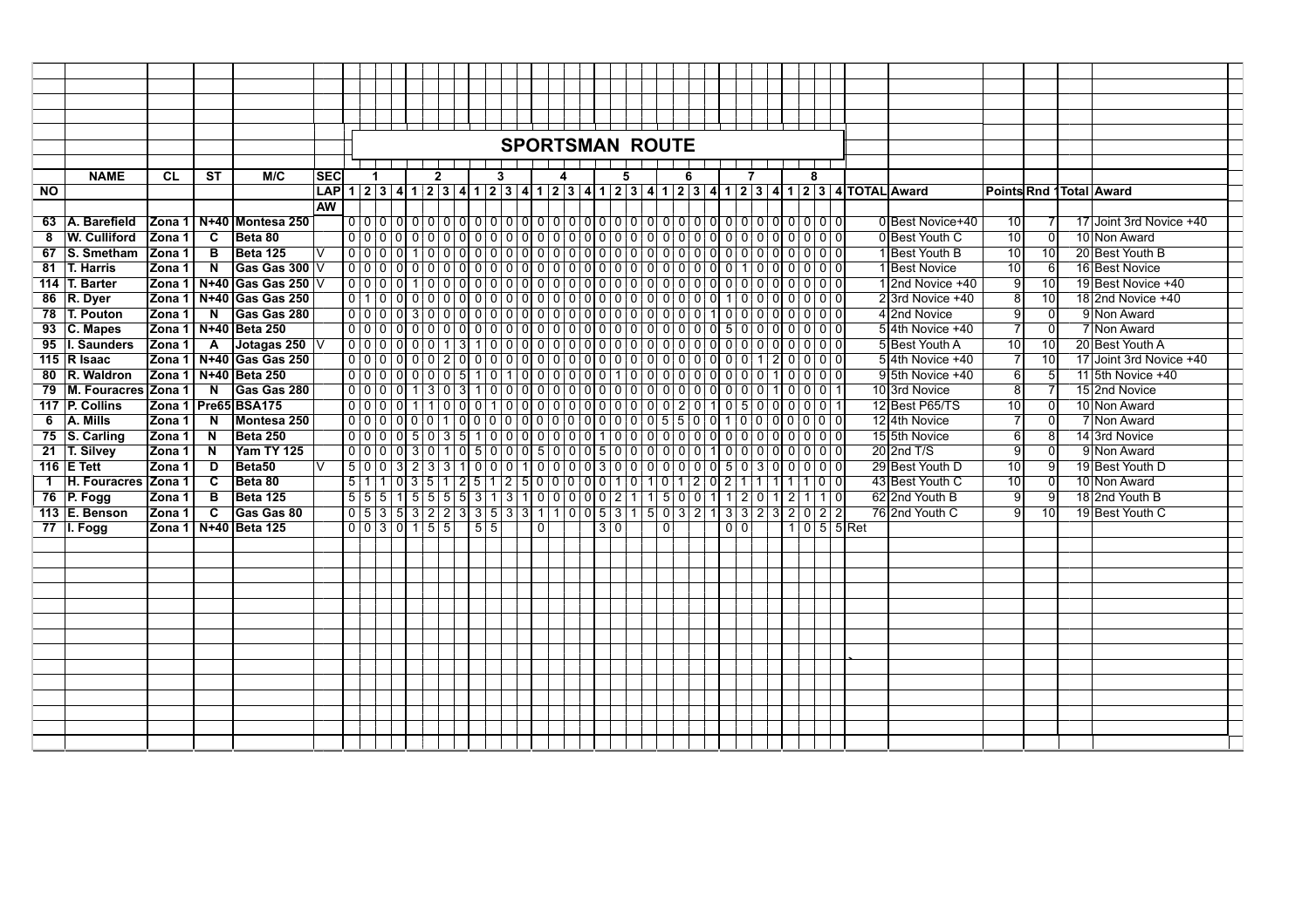## SPORTSMAN ROUTE

| NO | NAME | CL | ST | M/C | SEC | 1 | | | | 2 | | | | 3 | | | | 4 | | | | 5 | | | | 6 | | | | 7 | | | | 8 | | | | TOTAL | Award | Points | Rnd 1 | Total | Award |
|---|---|---|---|---|---|---|---|---|---|---|---|---|---|---|---|---|---|---|---|---|---|---|---|---|---|---|---|---|---|---|---|---|---|---|---|---|---|---|---|---|---|---|---|
| | | | | | LAP | 1 | 2 | 3 | 4 | 1 | 2 | 3 | 4 | 1 | 2 | 3 | 4 | 1 | 2 | 3 | 4 | 1 | 2 | 3 | 4 | 1 | 2 | 3 | 4 | 1 | 2 | 3 | 4 | 1 | 2 | 3 | 4 | | | | | | |
| | | | | | AW | | | | | | | | | | | | | | | | | | | | | | | | | | | | | | | | | | | | | | |
| 63 | A. Barefield | Zona 1 | N+40 | Montesa 250 | | 0 | 0 | 0 | 0 | 0 | 0 | 0 | 0 | 0 | 0 | 0 | 0 | 0 | 0 | 0 | 0 | 0 | 0 | 0 | 0 | 0 | 0 | 0 | 0 | 0 | 0 | 0 | 0 | 0 | 0 | 0 | 0 | 0 | Best Novice+40 | 10 | 7 | 17 | Joint 3rd Novice +40 |
| 8 | W. Culliford | Zona 1 | C | Beta 80 | | 0 | 0 | 0 | 0 | 0 | 0 | 0 | 0 | 0 | 0 | 0 | 0 | 0 | 0 | 0 | 0 | 0 | 0 | 0 | 0 | 0 | 0 | 0 | 0 | 0 | 0 | 0 | 0 | 0 | 0 | 0 | 0 | 0 | Best Youth C | 10 | 0 | 10 | Non Award |
| 67 | S. Smetham | Zona 1 | B | Beta 125 | V | 0 | 0 | 0 | 0 | 1 | 0 | 0 | 0 | 0 | 0 | 0 | 0 | 0 | 0 | 0 | 0 | 0 | 0 | 0 | 0 | 0 | 0 | 0 | 0 | 0 | 0 | 0 | 0 | 0 | 0 | 0 | 0 | 1 | Best Youth B | 10 | 10 | 20 | Best Youth B |
| 81 | T. Harris | Zona 1 | N | Gas Gas 300 | V | 0 | 0 | 0 | 0 | 0 | 0 | 0 | 0 | 0 | 0 | 0 | 0 | 0 | 0 | 0 | 0 | 0 | 0 | 0 | 0 | 0 | 0 | 0 | 0 | 0 | 1 | 0 | 0 | 0 | 0 | 0 | 0 | 1 | Best Novice | 10 | 6 | 16 | Best Novice |
| 114 | T. Barter | Zona 1 | N+40 | Gas Gas 250 | V | 0 | 0 | 0 | 0 | 1 | 0 | 0 | 0 | 0 | 0 | 0 | 0 | 0 | 0 | 0 | 0 | 0 | 0 | 0 | 0 | 0 | 0 | 0 | 0 | 0 | 0 | 0 | 0 | 0 | 0 | 0 | 0 | 1 | 2nd Novice +40 | 9 | 10 | 19 | Best Novice +40 |
| 86 | R. Dyer | Zona 1 | N+40 | Gas Gas 250 | | 0 | 1 | 0 | 0 | 0 | 0 | 0 | 0 | 0 | 0 | 0 | 0 | 0 | 0 | 0 | 0 | 0 | 0 | 0 | 0 | 0 | 0 | 0 | 0 | 1 | 0 | 0 | 0 | 0 | 0 | 0 | 0 | 2 | 3rd Novice +40 | 8 | 10 | 18 | 2nd Novice +40 |
| 78 | T. Pouton | Zona 1 | N | Gas Gas 280 | | 0 | 0 | 0 | 0 | 3 | 0 | 0 | 0 | 0 | 0 | 0 | 0 | 0 | 0 | 0 | 0 | 0 | 0 | 0 | 0 | 0 | 0 | 0 | 1 | 0 | 0 | 0 | 0 | 0 | 0 | 0 | 0 | 4 | 2nd Novice | 9 | 0 | 9 | Non Award |
| 93 | C. Mapes | Zona 1 | N+40 | Beta 250 | | 0 | 0 | 0 | 0 | 0 | 0 | 0 | 0 | 0 | 0 | 0 | 0 | 0 | 0 | 0 | 0 | 0 | 0 | 0 | 0 | 0 | 0 | 0 | 0 | 5 | 0 | 0 | 0 | 0 | 0 | 0 | 0 | 5 | 4th Novice +40 | 7 | 0 | 7 | Non Award |
| 95 | I. Saunders | Zona 1 | A | Jotagas 250 | V | 0 | 0 | 0 | 0 | 0 | 0 | 1 | 3 | 1 | 0 | 0 | 0 | 0 | 0 | 0 | 0 | 0 | 0 | 0 | 0 | 0 | 0 | 0 | 0 | 0 | 0 | 0 | 0 | 0 | 0 | 0 | 0 | 5 | Best Youth A | 10 | 10 | 20 | Best Youth A |
| 115 | R Isaac | Zona 1 | N+40 | Gas Gas 250 | | 0 | 0 | 0 | 0 | 0 | 0 | 2 | 0 | 0 | 0 | 0 | 0 | 0 | 0 | 0 | 0 | 0 | 0 | 0 | 0 | 0 | 0 | 0 | 0 | 0 | 0 | 1 | 2 | 0 | 0 | 0 | 0 | 5 | 4th Novice +40 | 7 | 10 | 17 | Joint 3rd Novice +40 |
| 80 | R. Waldron | Zona 1 | N+40 | Beta 250 | | 0 | 0 | 0 | 0 | 0 | 0 | 0 | 5 | 1 | 0 | 1 | 0 | 0 | 0 | 0 | 0 | 0 | 1 | 0 | 0 | 0 | 0 | 0 | 0 | 0 | 0 | 0 | 1 | 0 | 0 | 0 | 0 | 9 | 5th Novice +40 | 6 | 5 | 11 | 5th Novice +40 |
| 79 | M. Fouracres | Zona 1 | N | Gas Gas 280 | | 0 | 0 | 0 | 0 | 1 | 3 | 0 | 3 | 1 | 0 | 0 | 0 | 0 | 0 | 0 | 0 | 0 | 0 | 0 | 0 | 0 | 0 | 0 | 0 | 0 | 0 | 0 | 1 | 0 | 0 | 0 | 1 | 10 | 3rd Novice | 8 | 7 | 15 | 2nd Novice |
| 117 | P. Collins | Zona 1 | Pre65 | BSA175 | | 0 | 0 | 0 | 0 | 1 | 1 | 0 | 0 | 0 | 1 | 0 | 0 | 0 | 0 | 0 | 0 | 0 | 0 | 0 | 0 | 0 | 2 | 0 | 1 | 0 | 5 | 0 | 0 | 0 | 0 | 0 | 1 | 12 | Best P65/TS | 10 | 0 | 10 | Non Award |
| 6 | A. Mills | Zona 1 | N | Montesa 250 | | 0 | 0 | 0 | 0 | 0 | 0 | 1 | 0 | 0 | 0 | 0 | 0 | 0 | 0 | 0 | 0 | 0 | 0 | 0 | 0 | 5 | 5 | 0 | 0 | 1 | 0 | 0 | 0 | 0 | 0 | 0 | 0 | 12 | 4th Novice | 7 | 0 | 7 | Non Award |
| 75 | S. Carling | Zona 1 | N | Beta 250 | | 0 | 0 | 0 | 0 | 5 | 0 | 3 | 5 | 1 | 0 | 0 | 0 | 0 | 0 | 0 | 0 | 1 | 0 | 0 | 0 | 0 | 0 | 0 | 0 | 0 | 0 | 0 | 0 | 0 | 0 | 0 | 0 | 15 | 5th Novice | 6 | 8 | 14 | 3rd Novice |
| 21 | T. Silvey | Zona 1 | N | Yam TY 125 | | 0 | 0 | 0 | 0 | 3 | 0 | 1 | 0 | 5 | 0 | 0 | 0 | 5 | 0 | 0 | 0 | 5 | 0 | 0 | 0 | 0 | 0 | 0 | 1 | 0 | 0 | 0 | 0 | 0 | 0 | 0 | 0 | 20 | 2nd T/S | 9 | 0 | 9 | Non Award |
| 116 | E Tett | Zona 1 | D | Beta50 | V | 5 | 0 | 0 | 3 | 2 | 3 | 3 | 1 | 0 | 0 | 0 | 1 | 0 | 0 | 0 | 0 | 3 | 0 | 0 | 0 | 0 | 0 | 0 | 0 | 5 | 0 | 3 | 0 | 0 | 0 | 0 | 0 | 29 | Best Youth D | 10 | 9 | 19 | Best Youth D |
| 1 | H. Fouracres | Zona 1 | C | Beta 80 | | 5 | 1 | 1 | 0 | 3 | 5 | 1 | 2 | 5 | 1 | 2 | 5 | 0 | 0 | 0 | 0 | 0 | 1 | 0 | 1 | 0 | 1 | 2 | 0 | 2 | 1 | 1 | 1 | 1 | 1 | 0 | 0 | 43 | Best Youth C | 10 | 0 | 10 | Non Award |
| 76 | P. Fogg | Zona 1 | B | Beta 125 | | 5 | 5 | 5 | 1 | 5 | 5 | 5 | 5 | 3 | 1 | 3 | 1 | 0 | 0 | 0 | 0 | 0 | 2 | 1 | 1 | 5 | 0 | 0 | 1 | 1 | 2 | 0 | 1 | 2 | 1 | 1 | 0 | 62 | 2nd Youth B | 9 | 9 | 18 | 2nd Youth B |
| 113 | E. Benson | Zona 1 | C | Gas Gas 80 | | 0 | 5 | 3 | 5 | 3 | 2 | 2 | 3 | 3 | 5 | 3 | 3 | 1 | 1 | 0 | 0 | 5 | 3 | 1 | 5 | 0 | 3 | 2 | 1 | 3 | 3 | 2 | 3 | 2 | 0 | 2 | 2 | 76 | 2nd Youth C | 9 | 10 | 19 | Best Youth C |
| 77 | I. Fogg | Zona 1 | N+40 | Beta 125 | | 0 | 0 | 3 | 0 | 1 | 5 | 5 | | 5 | 5 | | | 0 | | | | 3 | 0 | | | 0 | | | | 0 | 0 | | | 1 | 0 | 5 | 5 | Ret | | | | | |